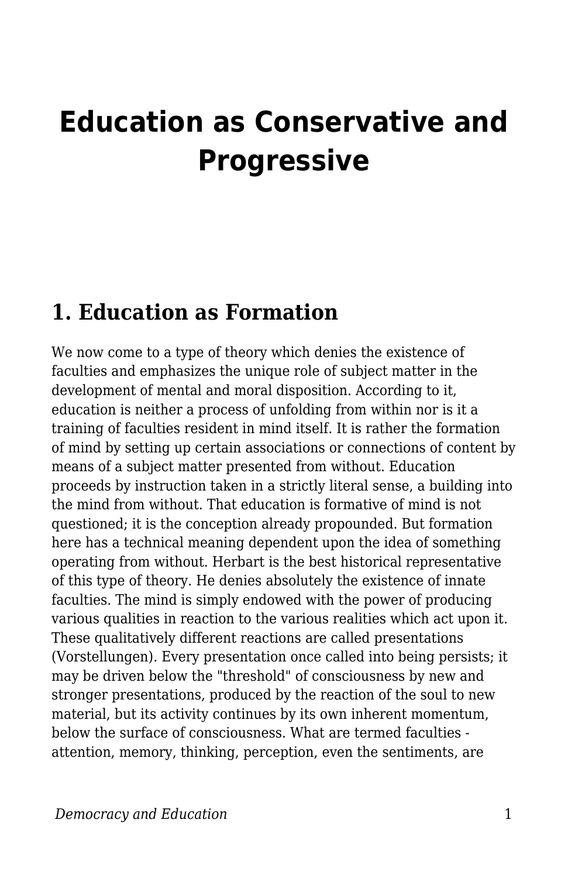# Education as Conservative and Progressive

## 1. Education as Formation

We now come to a type of theory which denies the existence of faculties and emphasizes the unique role of subject matter in the development of mental and moral disposition. According to it, education is neither a process of unfolding from within nor is it a training of faculties resident in mind itself. It is rather the formation of mind by setting up certain associations or connections of content by means of a subject matter presented from without. Education proceeds by instruction taken in a strictly literal sense, a building into the mind from without. That education is formative of mind is not questioned; it is the conception already propounded. But formation here has a technical meaning dependent upon the idea of something operating from without. Herbart is the best historical representative of this type of theory. He denies absolutely the existence of innate faculties. The mind is simply endowed with the power of producing various qualities in reaction to the various realities which act upon it. These qualitatively different reactions are called presentations (Vorstellungen). Every presentation once called into being persists; it may be driven below the "threshold" of consciousness by new and stronger presentations, produced by the reaction of the soul to new material, but its activity continues by its own inherent momentum, below the surface of consciousness. What are termed faculties - attention, memory, thinking, perception, even the sentiments, are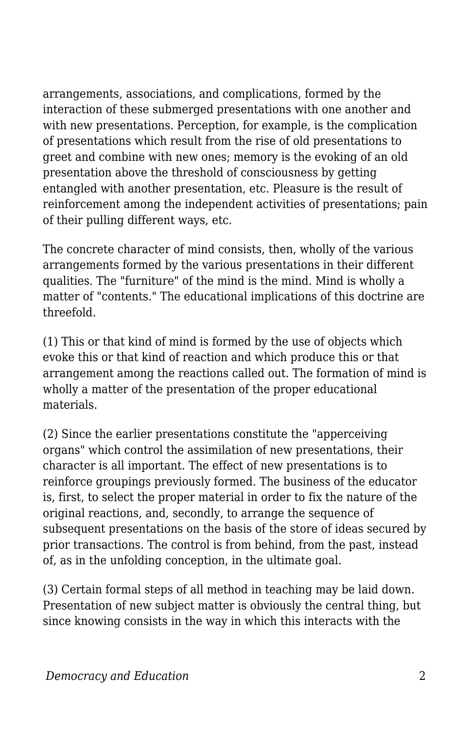arrangements, associations, and complications, formed by the interaction of these submerged presentations with one another and with new presentations. Perception, for example, is the complication of presentations which result from the rise of old presentations to greet and combine with new ones; memory is the evoking of an old presentation above the threshold of consciousness by getting entangled with another presentation, etc. Pleasure is the result of reinforcement among the independent activities of presentations; pain of their pulling different ways, etc.

The concrete character of mind consists, then, wholly of the various arrangements formed by the various presentations in their different qualities. The "furniture" of the mind is the mind. Mind is wholly a matter of "contents." The educational implications of this doctrine are threefold.

(1) This or that kind of mind is formed by the use of objects which evoke this or that kind of reaction and which produce this or that arrangement among the reactions called out. The formation of mind is wholly a matter of the presentation of the proper educational materials.

(2) Since the earlier presentations constitute the "apperceiving organs" which control the assimilation of new presentations, their character is all important. The effect of new presentations is to reinforce groupings previously formed. The business of the educator is, first, to select the proper material in order to fix the nature of the original reactions, and, secondly, to arrange the sequence of subsequent presentations on the basis of the store of ideas secured by prior transactions. The control is from behind, from the past, instead of, as in the unfolding conception, in the ultimate goal.

(3) Certain formal steps of all method in teaching may be laid down. Presentation of new subject matter is obviously the central thing, but since knowing consists in the way in which this interacts with the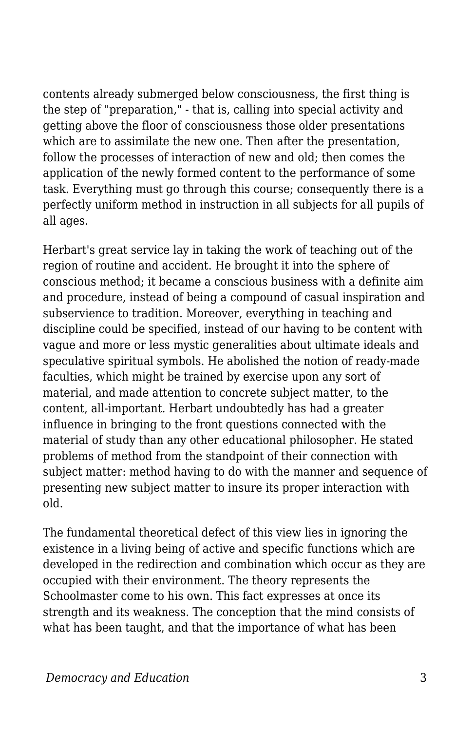contents already submerged below consciousness, the first thing is the step of "preparation," - that is, calling into special activity and getting above the floor of consciousness those older presentations which are to assimilate the new one. Then after the presentation, follow the processes of interaction of new and old; then comes the application of the newly formed content to the performance of some task. Everything must go through this course; consequently there is a perfectly uniform method in instruction in all subjects for all pupils of all ages.

Herbart's great service lay in taking the work of teaching out of the region of routine and accident. He brought it into the sphere of conscious method; it became a conscious business with a definite aim and procedure, instead of being a compound of casual inspiration and subservience to tradition. Moreover, everything in teaching and discipline could be specified, instead of our having to be content with vague and more or less mystic generalities about ultimate ideals and speculative spiritual symbols. He abolished the notion of ready-made faculties, which might be trained by exercise upon any sort of material, and made attention to concrete subject matter, to the content, all-important. Herbart undoubtedly has had a greater influence in bringing to the front questions connected with the material of study than any other educational philosopher. He stated problems of method from the standpoint of their connection with subject matter: method having to do with the manner and sequence of presenting new subject matter to insure its proper interaction with old.

The fundamental theoretical defect of this view lies in ignoring the existence in a living being of active and specific functions which are developed in the redirection and combination which occur as they are occupied with their environment. The theory represents the Schoolmaster come to his own. This fact expresses at once its strength and its weakness. The conception that the mind consists of what has been taught, and that the importance of what has been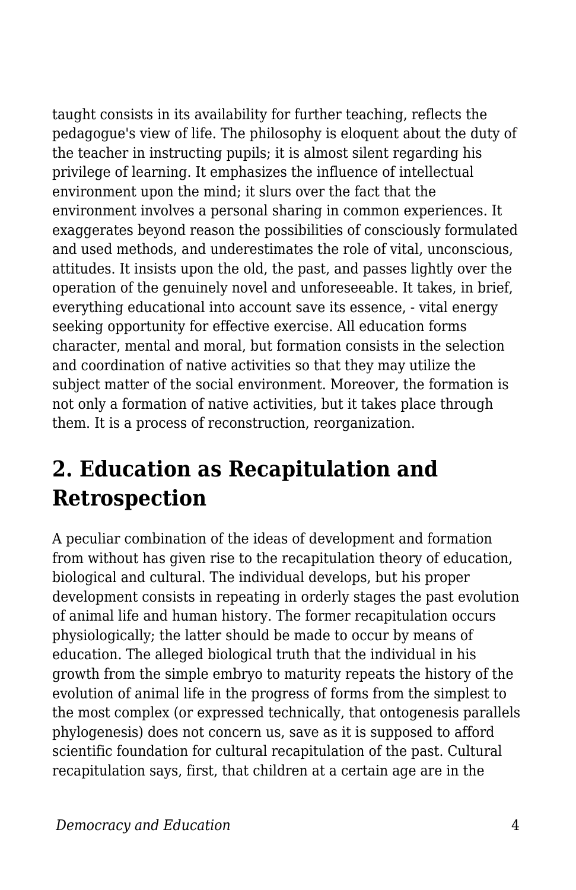taught consists in its availability for further teaching, reflects the pedagogue's view of life. The philosophy is eloquent about the duty of the teacher in instructing pupils; it is almost silent regarding his privilege of learning. It emphasizes the influence of intellectual environment upon the mind; it slurs over the fact that the environment involves a personal sharing in common experiences. It exaggerates beyond reason the possibilities of consciously formulated and used methods, and underestimates the role of vital, unconscious, attitudes. It insists upon the old, the past, and passes lightly over the operation of the genuinely novel and unforeseeable. It takes, in brief, everything educational into account save its essence, - vital energy seeking opportunity for effective exercise. All education forms character, mental and moral, but formation consists in the selection and coordination of native activities so that they may utilize the subject matter of the social environment. Moreover, the formation is not only a formation of native activities, but it takes place through them. It is a process of reconstruction, reorganization.

## 2. Education as Recapitulation and Retrospection

A peculiar combination of the ideas of development and formation from without has given rise to the recapitulation theory of education, biological and cultural. The individual develops, but his proper development consists in repeating in orderly stages the past evolution of animal life and human history. The former recapitulation occurs physiologically; the latter should be made to occur by means of education. The alleged biological truth that the individual in his growth from the simple embryo to maturity repeats the history of the evolution of animal life in the progress of forms from the simplest to the most complex (or expressed technically, that ontogenesis parallels phylogenesis) does not concern us, save as it is supposed to afford scientific foundation for cultural recapitulation of the past. Cultural recapitulation says, first, that children at a certain age are in the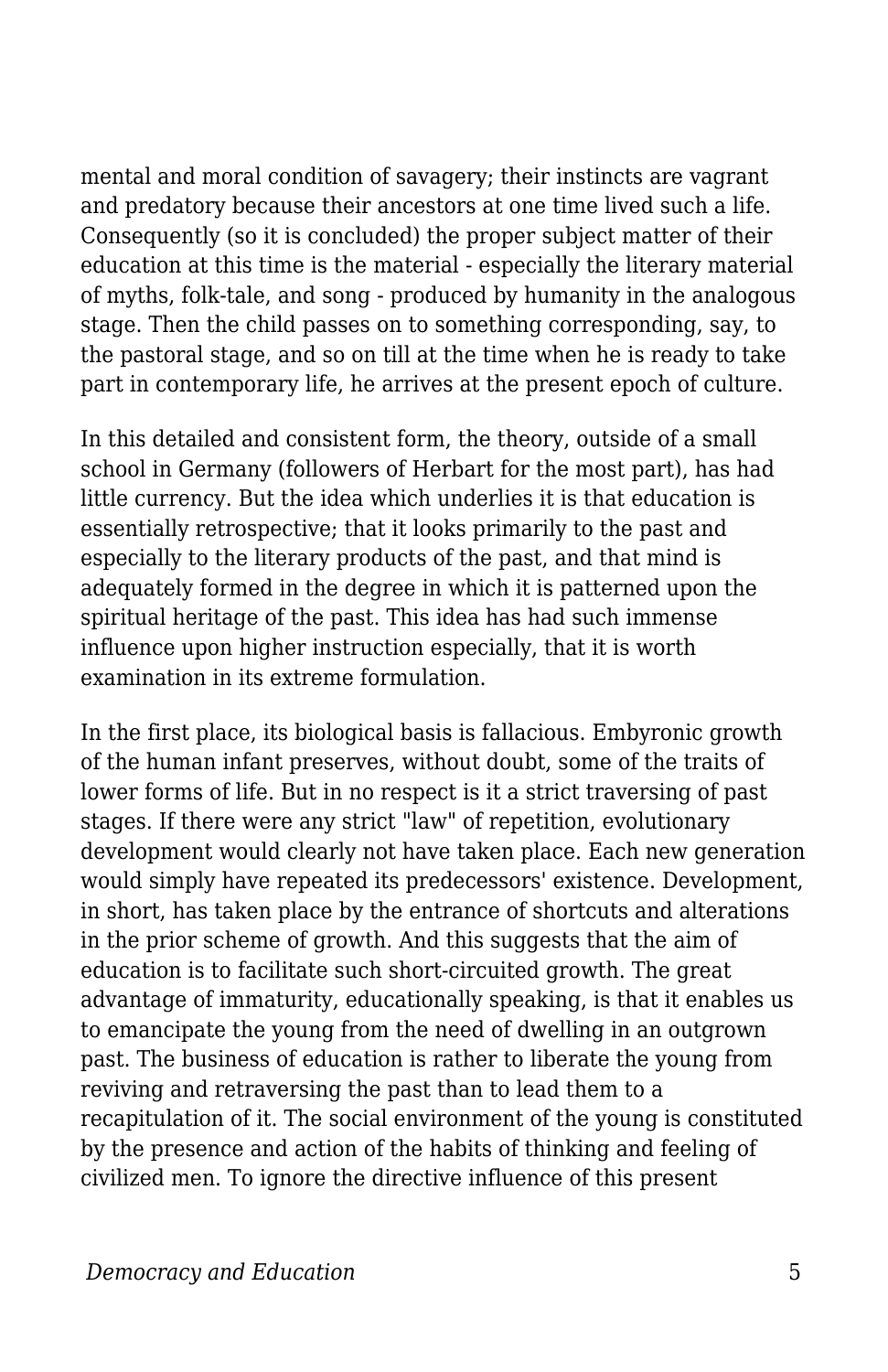mental and moral condition of savagery; their instincts are vagrant and predatory because their ancestors at one time lived such a life. Consequently (so it is concluded) the proper subject matter of their education at this time is the material - especially the literary material of myths, folk-tale, and song - produced by humanity in the analogous stage. Then the child passes on to something corresponding, say, to the pastoral stage, and so on till at the time when he is ready to take part in contemporary life, he arrives at the present epoch of culture.

In this detailed and consistent form, the theory, outside of a small school in Germany (followers of Herbart for the most part), has had little currency. But the idea which underlies it is that education is essentially retrospective; that it looks primarily to the past and especially to the literary products of the past, and that mind is adequately formed in the degree in which it is patterned upon the spiritual heritage of the past. This idea has had such immense influence upon higher instruction especially, that it is worth examination in its extreme formulation.

In the first place, its biological basis is fallacious. Embyronic growth of the human infant preserves, without doubt, some of the traits of lower forms of life. But in no respect is it a strict traversing of past stages. If there were any strict "law" of repetition, evolutionary development would clearly not have taken place. Each new generation would simply have repeated its predecessors' existence. Development, in short, has taken place by the entrance of shortcuts and alterations in the prior scheme of growth. And this suggests that the aim of education is to facilitate such short-circuited growth. The great advantage of immaturity, educationally speaking, is that it enables us to emancipate the young from the need of dwelling in an outgrown past. The business of education is rather to liberate the young from reviving and retraversing the past than to lead them to a recapitulation of it. The social environment of the young is constituted by the presence and action of the habits of thinking and feeling of civilized men. To ignore the directive influence of this present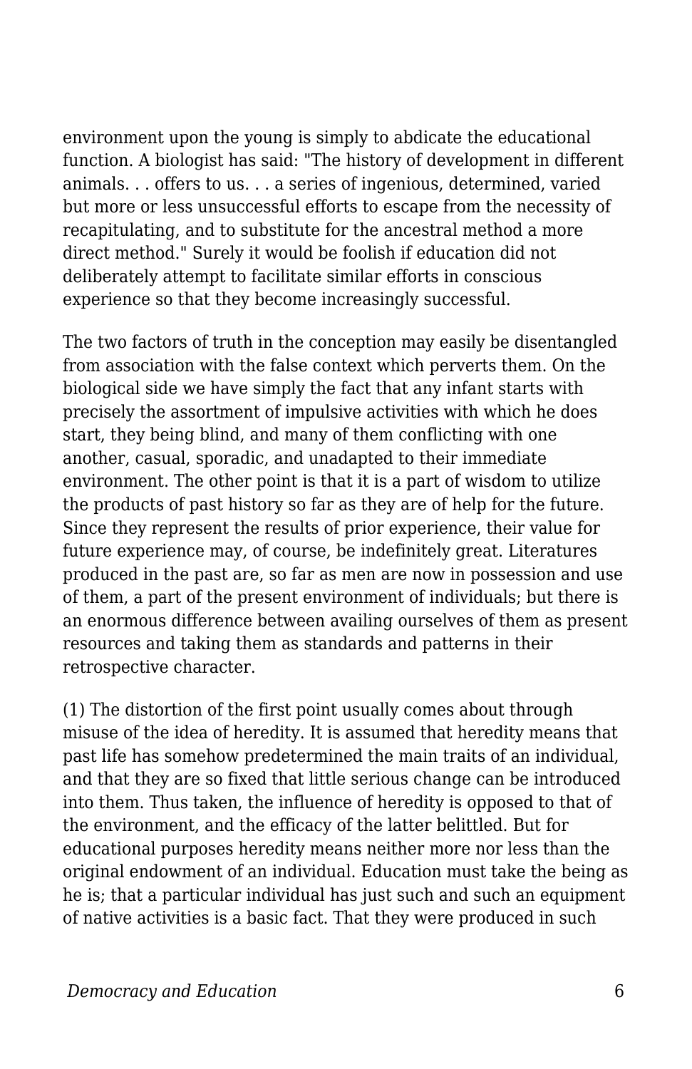environment upon the young is simply to abdicate the educational function. A biologist has said: "The history of development in different animals. . . offers to us. . . a series of ingenious, determined, varied but more or less unsuccessful efforts to escape from the necessity of recapitulating, and to substitute for the ancestral method a more direct method." Surely it would be foolish if education did not deliberately attempt to facilitate similar efforts in conscious experience so that they become increasingly successful.

The two factors of truth in the conception may easily be disentangled from association with the false context which perverts them. On the biological side we have simply the fact that any infant starts with precisely the assortment of impulsive activities with which he does start, they being blind, and many of them conflicting with one another, casual, sporadic, and unadapted to their immediate environment. The other point is that it is a part of wisdom to utilize the products of past history so far as they are of help for the future. Since they represent the results of prior experience, their value for future experience may, of course, be indefinitely great. Literatures produced in the past are, so far as men are now in possession and use of them, a part of the present environment of individuals; but there is an enormous difference between availing ourselves of them as present resources and taking them as standards and patterns in their retrospective character.

(1) The distortion of the first point usually comes about through misuse of the idea of heredity. It is assumed that heredity means that past life has somehow predetermined the main traits of an individual, and that they are so fixed that little serious change can be introduced into them. Thus taken, the influence of heredity is opposed to that of the environment, and the efficacy of the latter belittled. But for educational purposes heredity means neither more nor less than the original endowment of an individual. Education must take the being as he is; that a particular individual has just such and such an equipment of native activities is a basic fact. That they were produced in such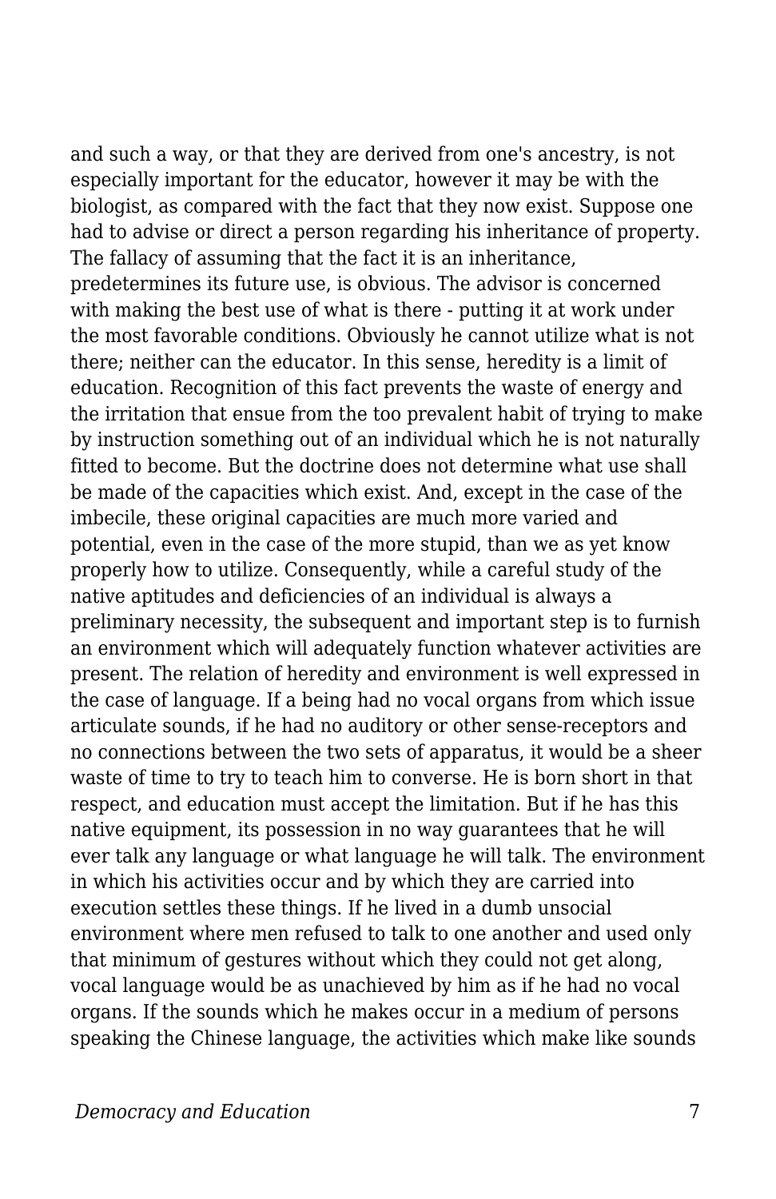and such a way, or that they are derived from one's ancestry, is not especially important for the educator, however it may be with the biologist, as compared with the fact that they now exist. Suppose one had to advise or direct a person regarding his inheritance of property. The fallacy of assuming that the fact it is an inheritance, predetermines its future use, is obvious. The advisor is concerned with making the best use of what is there - putting it at work under the most favorable conditions. Obviously he cannot utilize what is not there; neither can the educator. In this sense, heredity is a limit of education. Recognition of this fact prevents the waste of energy and the irritation that ensue from the too prevalent habit of trying to make by instruction something out of an individual which he is not naturally fitted to become. But the doctrine does not determine what use shall be made of the capacities which exist. And, except in the case of the imbecile, these original capacities are much more varied and potential, even in the case of the more stupid, than we as yet know properly how to utilize. Consequently, while a careful study of the native aptitudes and deficiencies of an individual is always a preliminary necessity, the subsequent and important step is to furnish an environment which will adequately function whatever activities are present. The relation of heredity and environment is well expressed in the case of language. If a being had no vocal organs from which issue articulate sounds, if he had no auditory or other sense-receptors and no connections between the two sets of apparatus, it would be a sheer waste of time to try to teach him to converse. He is born short in that respect, and education must accept the limitation. But if he has this native equipment, its possession in no way guarantees that he will ever talk any language or what language he will talk. The environment in which his activities occur and by which they are carried into execution settles these things. If he lived in a dumb unsocial environment where men refused to talk to one another and used only that minimum of gestures without which they could not get along, vocal language would be as unachieved by him as if he had no vocal organs. If the sounds which he makes occur in a medium of persons speaking the Chinese language, the activities which make like sounds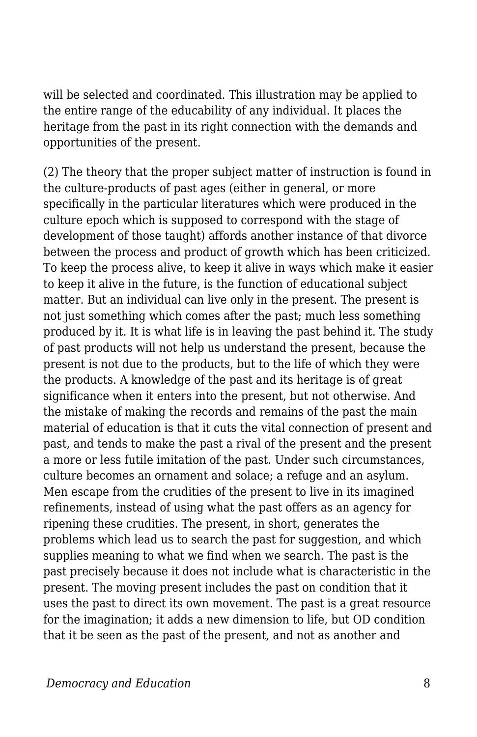will be selected and coordinated. This illustration may be applied to the entire range of the educability of any individual. It places the heritage from the past in its right connection with the demands and opportunities of the present.

(2) The theory that the proper subject matter of instruction is found in the culture-products of past ages (either in general, or more specifically in the particular literatures which were produced in the culture epoch which is supposed to correspond with the stage of development of those taught) affords another instance of that divorce between the process and product of growth which has been criticized. To keep the process alive, to keep it alive in ways which make it easier to keep it alive in the future, is the function of educational subject matter. But an individual can live only in the present. The present is not just something which comes after the past; much less something produced by it. It is what life is in leaving the past behind it. The study of past products will not help us understand the present, because the present is not due to the products, but to the life of which they were the products. A knowledge of the past and its heritage is of great significance when it enters into the present, but not otherwise. And the mistake of making the records and remains of the past the main material of education is that it cuts the vital connection of present and past, and tends to make the past a rival of the present and the present a more or less futile imitation of the past. Under such circumstances, culture becomes an ornament and solace; a refuge and an asylum. Men escape from the crudities of the present to live in its imagined refinements, instead of using what the past offers as an agency for ripening these crudities. The present, in short, generates the problems which lead us to search the past for suggestion, and which supplies meaning to what we find when we search. The past is the past precisely because it does not include what is characteristic in the present. The moving present includes the past on condition that it uses the past to direct its own movement. The past is a great resource for the imagination; it adds a new dimension to life, but OD condition that it be seen as the past of the present, and not as another and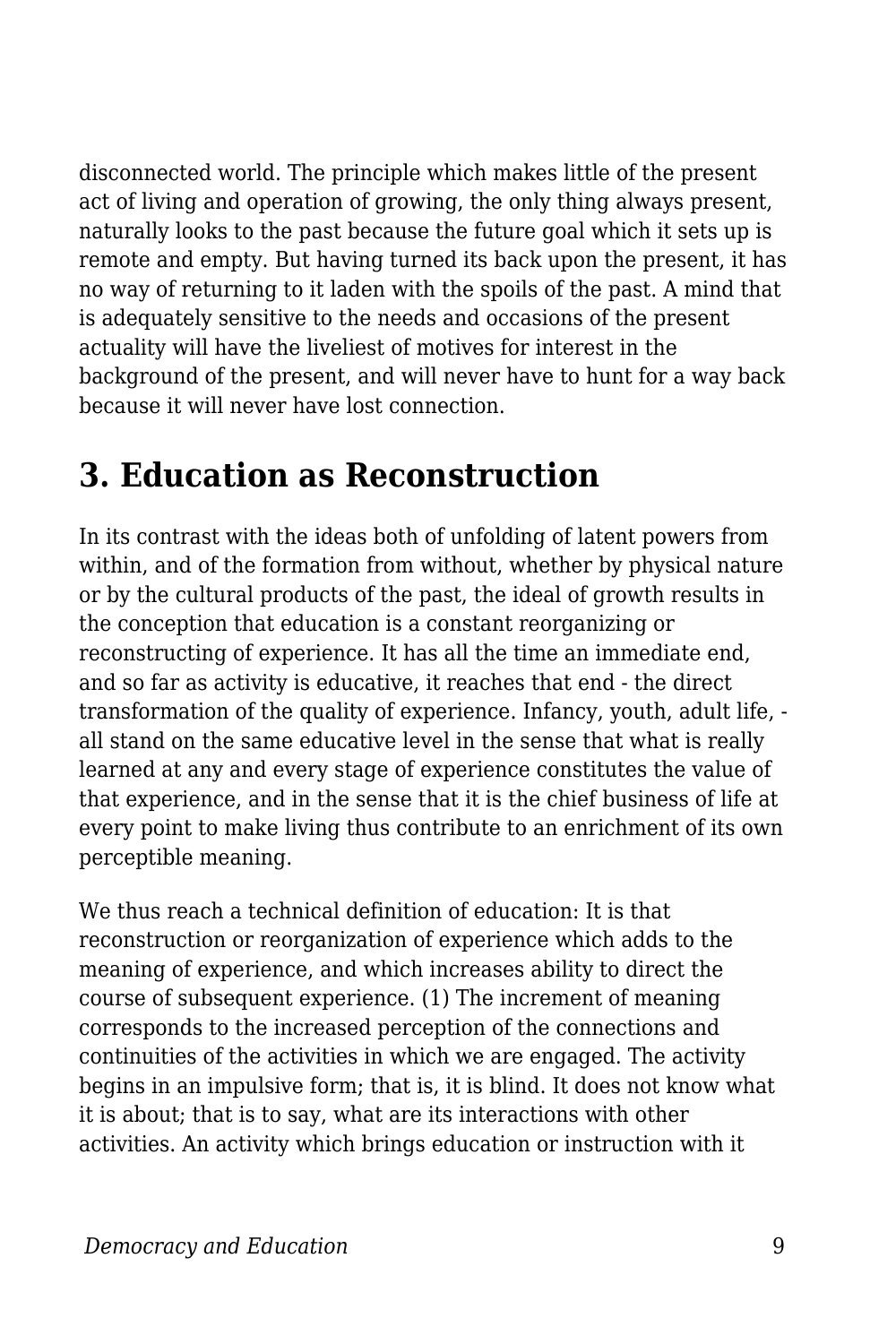disconnected world. The principle which makes little of the present act of living and operation of growing, the only thing always present, naturally looks to the past because the future goal which it sets up is remote and empty. But having turned its back upon the present, it has no way of returning to it laden with the spoils of the past. A mind that is adequately sensitive to the needs and occasions of the present actuality will have the liveliest of motives for interest in the background of the present, and will never have to hunt for a way back because it will never have lost connection.

## 3. Education as Reconstruction

In its contrast with the ideas both of unfolding of latent powers from within, and of the formation from without, whether by physical nature or by the cultural products of the past, the ideal of growth results in the conception that education is a constant reorganizing or reconstructing of experience. It has all the time an immediate end, and so far as activity is educative, it reaches that end - the direct transformation of the quality of experience. Infancy, youth, adult life, - all stand on the same educative level in the sense that what is really learned at any and every stage of experience constitutes the value of that experience, and in the sense that it is the chief business of life at every point to make living thus contribute to an enrichment of its own perceptible meaning.

We thus reach a technical definition of education: It is that reconstruction or reorganization of experience which adds to the meaning of experience, and which increases ability to direct the course of subsequent experience. (1) The increment of meaning corresponds to the increased perception of the connections and continuities of the activities in which we are engaged. The activity begins in an impulsive form; that is, it is blind. It does not know what it is about; that is to say, what are its interactions with other activities. An activity which brings education or instruction with it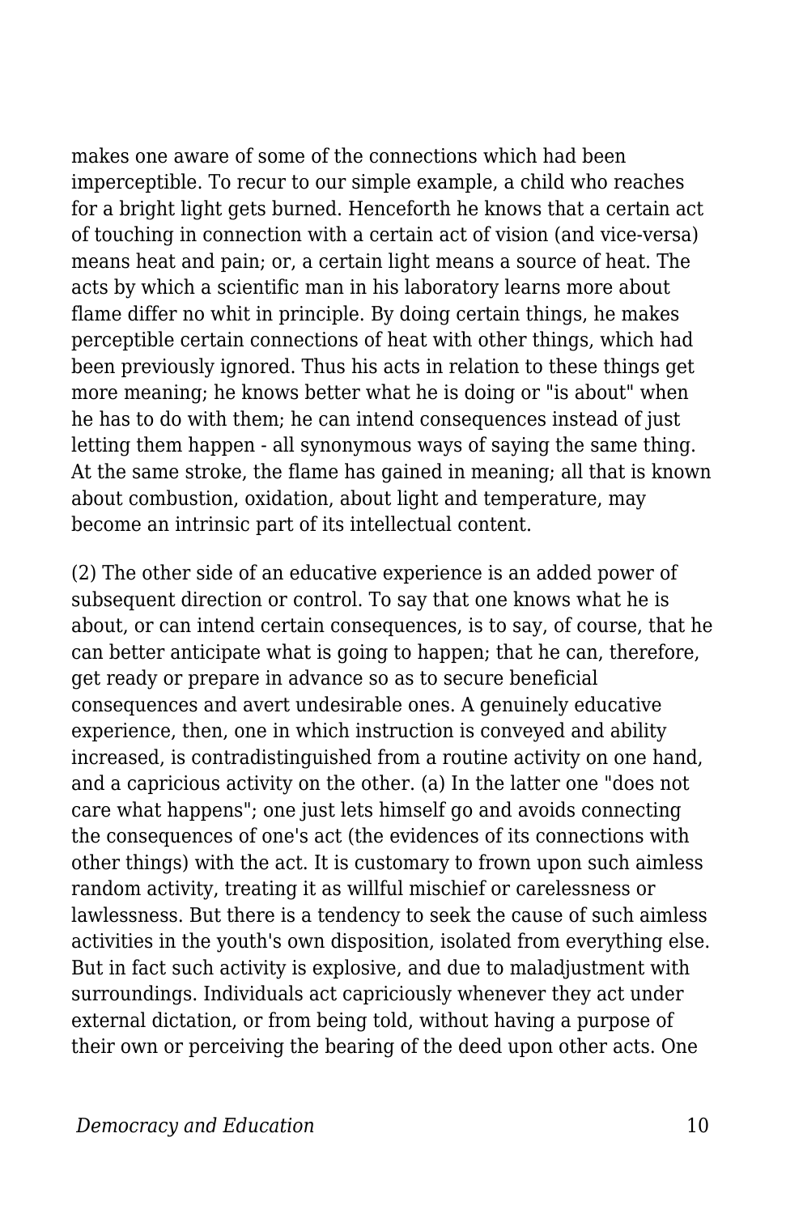makes one aware of some of the connections which had been imperceptible. To recur to our simple example, a child who reaches for a bright light gets burned. Henceforth he knows that a certain act of touching in connection with a certain act of vision (and vice-versa) means heat and pain; or, a certain light means a source of heat. The acts by which a scientific man in his laboratory learns more about flame differ no whit in principle. By doing certain things, he makes perceptible certain connections of heat with other things, which had been previously ignored. Thus his acts in relation to these things get more meaning; he knows better what he is doing or "is about" when he has to do with them; he can intend consequences instead of just letting them happen - all synonymous ways of saying the same thing. At the same stroke, the flame has gained in meaning; all that is known about combustion, oxidation, about light and temperature, may become an intrinsic part of its intellectual content.

(2) The other side of an educative experience is an added power of subsequent direction or control. To say that one knows what he is about, or can intend certain consequences, is to say, of course, that he can better anticipate what is going to happen; that he can, therefore, get ready or prepare in advance so as to secure beneficial consequences and avert undesirable ones. A genuinely educative experience, then, one in which instruction is conveyed and ability increased, is contradistinguished from a routine activity on one hand, and a capricious activity on the other. (a) In the latter one "does not care what happens"; one just lets himself go and avoids connecting the consequences of one's act (the evidences of its connections with other things) with the act. It is customary to frown upon such aimless random activity, treating it as willful mischief or carelessness or lawlessness. But there is a tendency to seek the cause of such aimless activities in the youth's own disposition, isolated from everything else. But in fact such activity is explosive, and due to maladjustment with surroundings. Individuals act capriciously whenever they act under external dictation, or from being told, without having a purpose of their own or perceiving the bearing of the deed upon other acts. One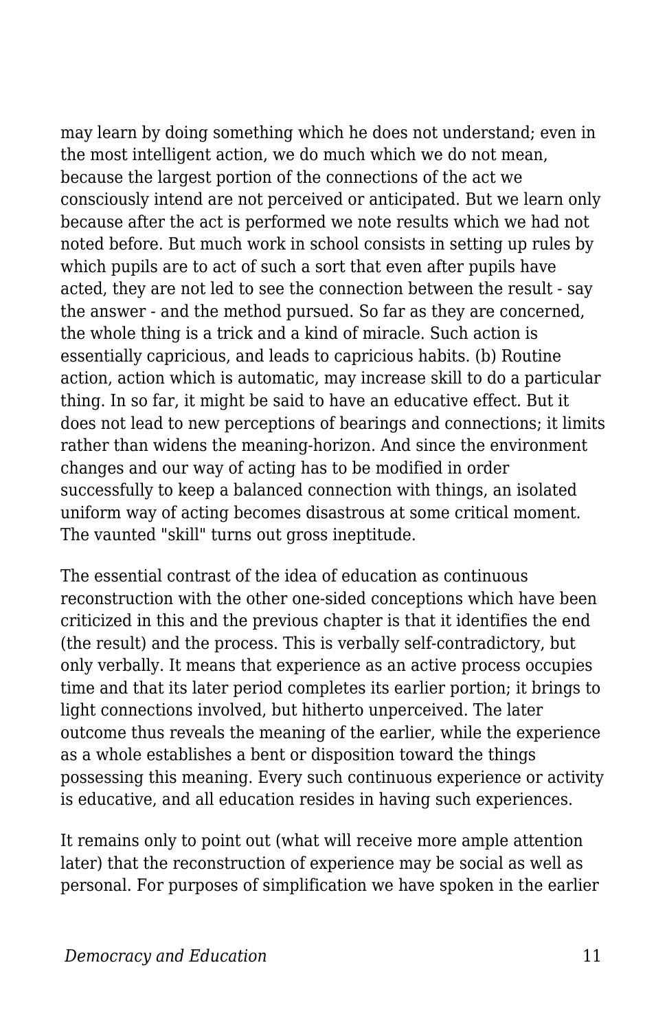may learn by doing something which he does not understand; even in the most intelligent action, we do much which we do not mean, because the largest portion of the connections of the act we consciously intend are not perceived or anticipated. But we learn only because after the act is performed we note results which we had not noted before. But much work in school consists in setting up rules by which pupils are to act of such a sort that even after pupils have acted, they are not led to see the connection between the result - say the answer - and the method pursued. So far as they are concerned, the whole thing is a trick and a kind of miracle. Such action is essentially capricious, and leads to capricious habits. (b) Routine action, action which is automatic, may increase skill to do a particular thing. In so far, it might be said to have an educative effect. But it does not lead to new perceptions of bearings and connections; it limits rather than widens the meaning-horizon. And since the environment changes and our way of acting has to be modified in order successfully to keep a balanced connection with things, an isolated uniform way of acting becomes disastrous at some critical moment. The vaunted "skill" turns out gross ineptitude.

The essential contrast of the idea of education as continuous reconstruction with the other one-sided conceptions which have been criticized in this and the previous chapter is that it identifies the end (the result) and the process. This is verbally self-contradictory, but only verbally. It means that experience as an active process occupies time and that its later period completes its earlier portion; it brings to light connections involved, but hitherto unperceived. The later outcome thus reveals the meaning of the earlier, while the experience as a whole establishes a bent or disposition toward the things possessing this meaning. Every such continuous experience or activity is educative, and all education resides in having such experiences.

It remains only to point out (what will receive more ample attention later) that the reconstruction of experience may be social as well as personal. For purposes of simplification we have spoken in the earlier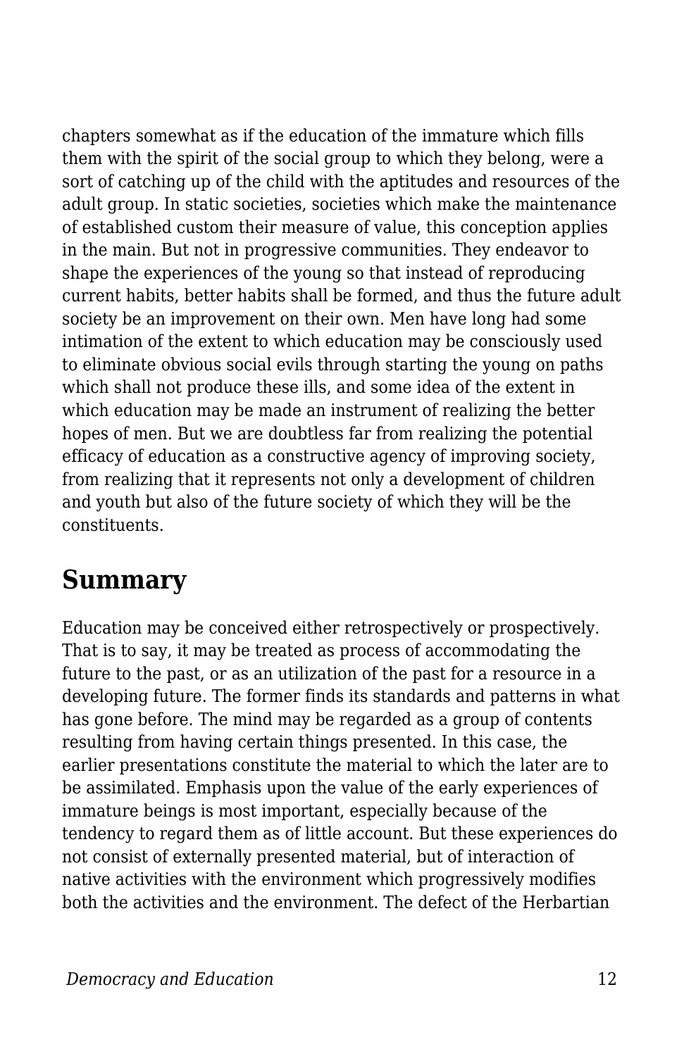chapters somewhat as if the education of the immature which fills them with the spirit of the social group to which they belong, were a sort of catching up of the child with the aptitudes and resources of the adult group. In static societies, societies which make the maintenance of established custom their measure of value, this conception applies in the main. But not in progressive communities. They endeavor to shape the experiences of the young so that instead of reproducing current habits, better habits shall be formed, and thus the future adult society be an improvement on their own. Men have long had some intimation of the extent to which education may be consciously used to eliminate obvious social evils through starting the young on paths which shall not produce these ills, and some idea of the extent in which education may be made an instrument of realizing the better hopes of men. But we are doubtless far from realizing the potential efficacy of education as a constructive agency of improving society, from realizing that it represents not only a development of children and youth but also of the future society of which they will be the constituents.

## Summary

Education may be conceived either retrospectively or prospectively. That is to say, it may be treated as process of accommodating the future to the past, or as an utilization of the past for a resource in a developing future. The former finds its standards and patterns in what has gone before. The mind may be regarded as a group of contents resulting from having certain things presented. In this case, the earlier presentations constitute the material to which the later are to be assimilated. Emphasis upon the value of the early experiences of immature beings is most important, especially because of the tendency to regard them as of little account. But these experiences do not consist of externally presented material, but of interaction of native activities with the environment which progressively modifies both the activities and the environment. The defect of the Herbartian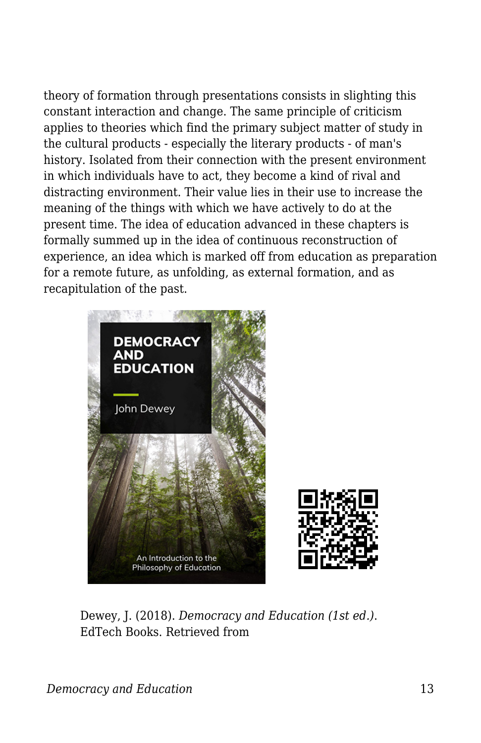theory of formation through presentations consists in slighting this constant interaction and change. The same principle of criticism applies to theories which find the primary subject matter of study in the cultural products - especially the literary products - of man's history. Isolated from their connection with the present environment in which individuals have to act, they become a kind of rival and distracting environment. Their value lies in their use to increase the meaning of the things with which we have actively to do at the present time. The idea of education advanced in these chapters is formally summed up in the idea of continuous reconstruction of experience, an idea which is marked off from education as preparation for a remote future, as unfolding, as external formation, and as recapitulation of the past.

Dewey, J. (2018). *Democracy and Education (1st ed.)*. EdTech Books. Retrieved from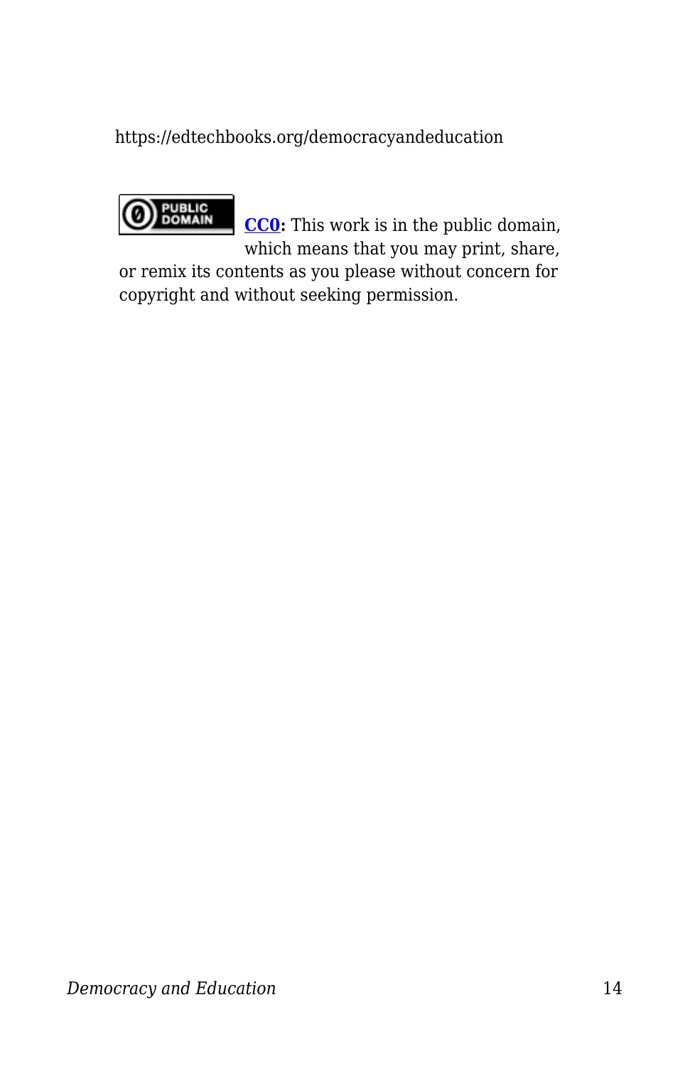https://edtechbooks.org/democracyandeducation

**CC0:** This work is in the public domain, which means that you may print, share, or remix its contents as you please without concern for copyright and without seeking permission.